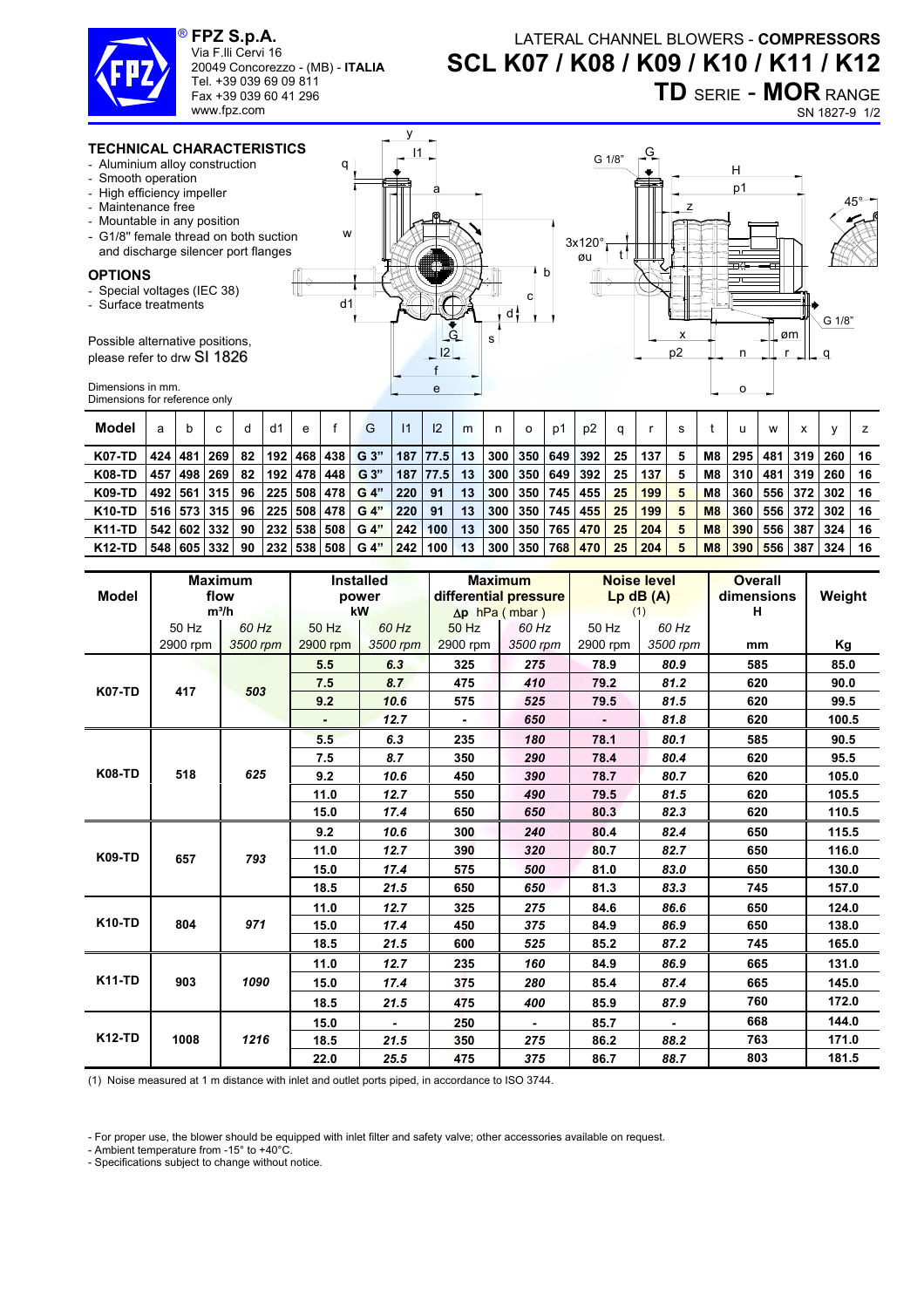**FPZ S.p.A.**
Via F.lli Cervi 16
20049 Concorezzo - (MB) - **ITALIA**
Tel. +39 039 69 09 811
Fax +39 039 60 41 296
www.fpz.com

# LATERAL CHANNEL BLOWERS - COMPRESSORS
# SCL K07 / K08 / K09 / K10 / K11 / K12
## TD SERIE - MOR RANGE

SN 1827-9 1/2

### TECHNICAL CHARACTERISTICS

- Aluminium alloy construction
- Smooth operation
- High efficiency impeller
- Maintenance free
- Mountable in any position
- G1/8" female thread on both suction and discharge silencer port flanges

### OPTIONS

- Special voltages (IEC 38)
- Surface treatments

Possible alternative positions, please refer to drw SI 1826

Dimensions in mm.
Dimensions for reference only

| Model | a | b | c | d | d1 | e | f | G | l1 | l2 | m | n | o | p1 | p2 | q | r | s | t | u | w | x | y | z |
|---|---|---|---|---|---|---|---|---|---|---|---|---|---|---|---|---|---|---|---|---|---|---|---|---|
| K07-TD | 424 | 481 | 269 | 82 | 192 | 468 | 438 | G 3" | 187 | 77.5 | 13 | 300 | 350 | 649 | 392 | 25 | 137 | 5 | M8 | 295 | 481 | 319 | 260 | 16 |
| K08-TD | 457 | 498 | 269 | 82 | 192 | 478 | 448 | G 3" | 187 | 77.5 | 13 | 300 | 350 | 649 | 392 | 25 | 137 | 5 | M8 | 310 | 481 | 319 | 260 | 16 |
| K09-TD | 492 | 561 | 315 | 96 | 225 | 508 | 478 | G 4" | 220 | 91 | 13 | 300 | 350 | 745 | 455 | 25 | 199 | 5 | M8 | 360 | 556 | 372 | 302 | 16 |
| K10-TD | 516 | 573 | 315 | 96 | 225 | 508 | 478 | G 4" | 220 | 91 | 13 | 300 | 350 | 745 | 455 | 25 | 199 | 5 | M8 | 360 | 556 | 372 | 302 | 16 |
| K11-TD | 542 | 602 | 332 | 90 | 232 | 538 | 508 | G 4" | 242 | 100 | 13 | 300 | 350 | 765 | 470 | 25 | 204 | 5 | M8 | 390 | 556 | 387 | 324 | 16 |
| K12-TD | 548 | 605 | 332 | 90 | 232 | 538 | 508 | G 4" | 242 | 100 | 13 | 300 | 350 | 768 | 470 | 25 | 204 | 5 | M8 | 390 | 556 | 387 | 324 | 16 |

| Model | Maximum flow $m^3/h$ | | Installed power kW | | Maximum differential pressure Δp hPa ( mbar ) | | Noise level Lp dB (A) (1) | | Overall dimensions H | Weight |
|---|---|---|---|---|---|---|---|---|---|---|
| | 50 Hz 2900 rpm | *60 Hz 3500 rpm* | 50 Hz 2900 rpm | *60 Hz 3500 rpm* | 50 Hz 2900 rpm | *60 Hz 3500 rpm* | 50 Hz 2900 rpm | *60 Hz 3500 rpm* | mm | Kg |
| K07-TD | 417 | *503* | 5.5 | *6.3* | 325 | *275* | 78.9 | *80.9* | 585 | 85.0 |
| | | | 7.5 | *8.7* | 475 | *410* | 79.2 | *81.2* | 620 | 90.0 |
| | | | 9.2 | *10.6* | 575 | *525* | 79.5 | *81.5* | 620 | 99.5 |
| | | | - | *12.7* | - | *650* | - | *81.8* | 620 | 100.5 |
| K08-TD | 518 | *625* | 5.5 | *6.3* | 235 | *180* | 78.1 | *80.1* | 585 | 90.5 |
| | | | 7.5 | *8.7* | 350 | *290* | 78.4 | *80.4* | 620 | 95.5 |
| | | | 9.2 | *10.6* | 450 | *390* | 78.7 | *80.7* | 620 | 105.0 |
| | | | 11.0 | *12.7* | 550 | *490* | 79.5 | *81.5* | 620 | 105.5 |
| | | | 15.0 | *17.4* | 650 | *650* | 80.3 | *82.3* | 620 | 110.5 |
| K09-TD | 657 | *793* | 9.2 | *10.6* | 300 | *240* | 80.4 | *82.4* | 650 | 115.5 |
| | | | 11.0 | *12.7* | 390 | *320* | 80.7 | *82.7* | 650 | 116.0 |
| | | | 15.0 | *17.4* | 575 | *500* | 81.0 | *83.0* | 650 | 130.0 |
| | | | 18.5 | *21.5* | 650 | *650* | 81.3 | *83.3* | 745 | 157.0 |
| K10-TD | 804 | *971* | 11.0 | *12.7* | 325 | *275* | 84.6 | *86.6* | 650 | 124.0 |
| | | | 15.0 | *17.4* | 450 | *375* | 84.9 | *86.9* | 650 | 138.0 |
| | | | 18.5 | *21.5* | 600 | *525* | 85.2 | *87.2* | 745 | 165.0 |
| K11-TD | 903 | *1090* | 11.0 | *12.7* | 235 | *160* | 84.9 | *86.9* | 665 | 131.0 |
| | | | 15.0 | *17.4* | 375 | *280* | 85.4 | *87.4* | 665 | 145.0 |
| | | | 18.5 | *21.5* | 475 | *400* | 85.9 | *87.9* | 760 | 172.0 |
| K12-TD | 1008 | *1216* | 15.0 | *-* | 250 | *-* | 85.7 | *-* | 668 | 144.0 |
| | | | 18.5 | *21.5* | 350 | *275* | 86.2 | *88.2* | 763 | 171.0 |
| | | | 22.0 | *25.5* | 475 | *375* | 86.7 | *88.7* | 803 | 181.5 |

(1) Noise measured at 1 m distance with inlet and outlet ports piped, in accordance to ISO 3744.

- For proper use, the blower should be equipped with inlet filter and safety valve; other accessories available on request.
- Ambient temperature from -15° to +40°C.
- Specifications subject to change without notice.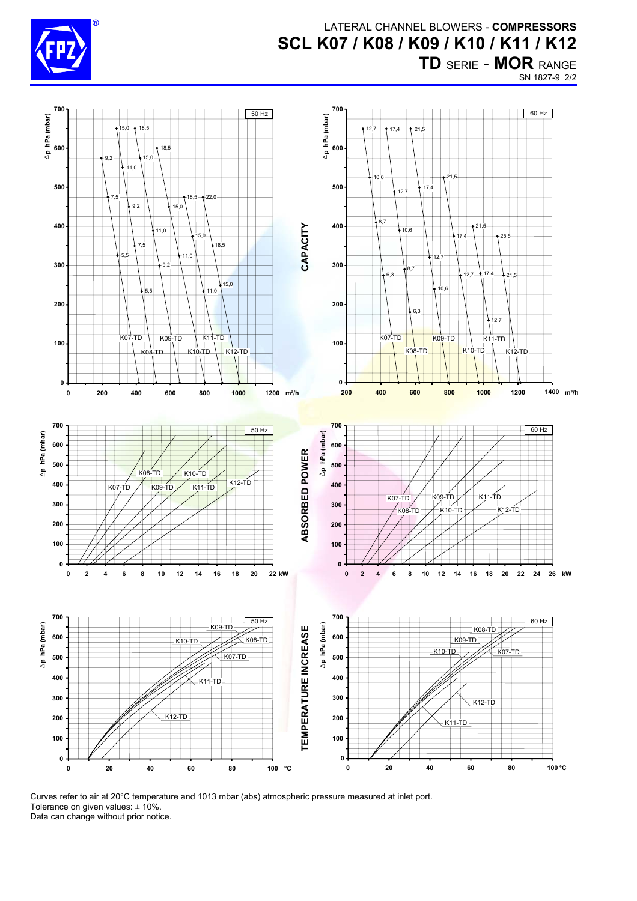# LATERAL CHANNEL BLOWERS - COMPRESSORS

# SCL K07 / K08 / K09 / K10 / K11 / K12

## TD SERIE - MOR RANGE

SN 1827-9 2/2

## CAPACITY

50 Hz

Δp hPa (mbar)

700
600
500
400
300
200
100
0

0 200 400 600 800 1000 1200 m³/h

K07-TD: 9,2 7,5 5,5
K08-TD: 15,0 11,0 9,2 7,5 5,5
K09-TD: 18,5 15,0 11,0 9,2
K10-TD: 18,5 15,0 11,0
K11-TD: 18,5 15,0 11,0
K12-TD: 22,0 18,5 15,0

60 Hz

Δp hPa (mbar)

700
600
500
400
300
200
100
0

200 400 600 800 1000 1200 1400 m³/h

K07-TD: 12,7 10,6 8,7 6,3
K08-TD: 17,4 12,7 10,6 8,7 6,3
K09-TD: 21,5 17,4 12,7 10,6
K10-TD: 21,5 17,4 12,7
K11-TD: 21,5 17,4 12,7
K12-TD: 25,5 21,5

## ABSORBED POWER

50 Hz

Δp hPa (mbar)

700
600
500
400
300
200
100
0

0 2 4 6 8 10 12 14 16 18 20 22 kW

K07-TD K08-TD K09-TD K10-TD K11-TD K12-TD

60 Hz

Δp hPa (mbar)

700
600
500
400
300
200
100
0

0 2 4 6 8 10 12 14 16 18 20 22 24 26 kW

K07-TD K08-TD K09-TD K10-TD K11-TD K12-TD

## TEMPERATURE INCREASE

50 Hz

Δp hPa (mbar)

700
600
500
400
300
200
100
0

0 20 40 60 80 100 °C

K09-TD K10-TD K08-TD K07-TD K11-TD K12-TD

60 Hz

Δp hPa (mbar)

700
600
500
400
300
200
100
0

0 20 40 60 80 100 °C

K08-TD K09-TD K10-TD K07-TD K12-TD K11-TD

Curves refer to air at 20°C temperature and 1013 mbar (abs) atmospheric pressure measured at inlet port.
Tolerance on given values: ± 10%.
Data can change without prior notice.